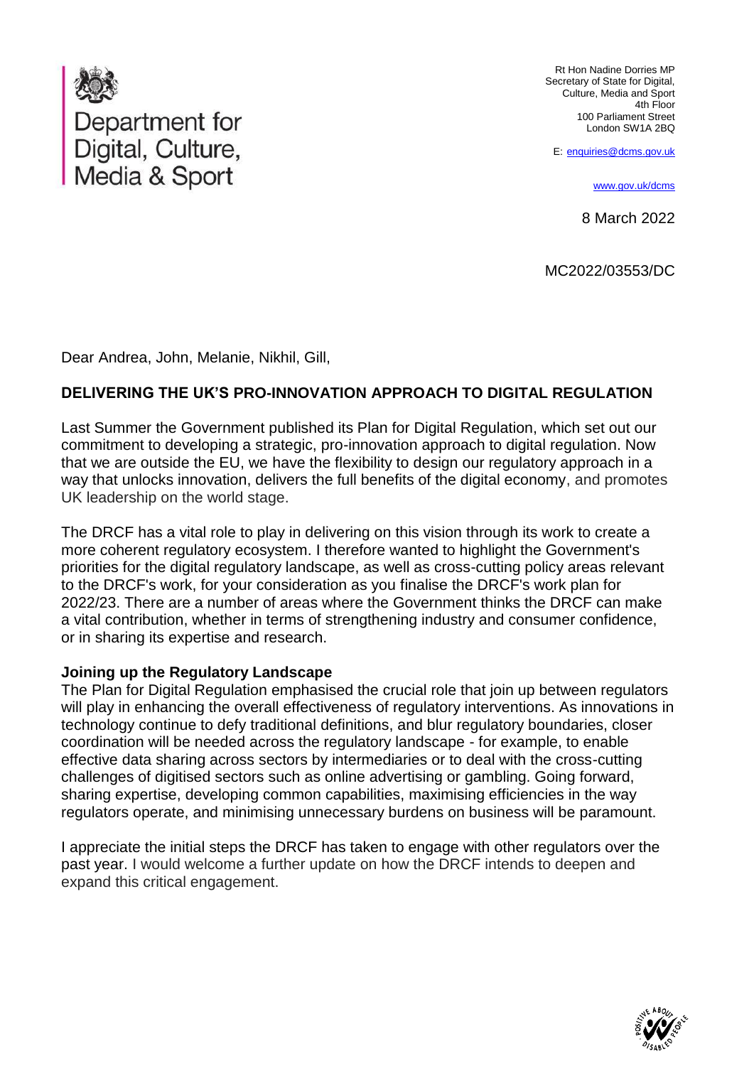Department for Digital, Culture, Media & Sport

Rt Hon Nadine Dorries MP
Secretary of State for Digital, Culture, Media and Sport
4th Floor
100 Parliament Street
London SW1A 2BQ

E: enquiries@dcms.gov.uk

www.gov.uk/dcms

8 March 2022

MC2022/03553/DC

Dear Andrea, John, Melanie, Nikhil, Gill,

**DELIVERING THE UK'S PRO-INNOVATION APPROACH TO DIGITAL REGULATION**

Last Summer the Government published its Plan for Digital Regulation, which set out our commitment to developing a strategic, pro-innovation approach to digital regulation. Now that we are outside the EU, we have the flexibility to design our regulatory approach in a way that unlocks innovation, delivers the full benefits of the digital economy, and promotes UK leadership on the world stage.

The DRCF has a vital role to play in delivering on this vision through its work to create a more coherent regulatory ecosystem. I therefore wanted to highlight the Government's priorities for the digital regulatory landscape, as well as cross-cutting policy areas relevant to the DRCF's work, for your consideration as you finalise the DRCF's work plan for 2022/23. There are a number of areas where the Government thinks the DRCF can make a vital contribution, whether in terms of strengthening industry and consumer confidence, or in sharing its expertise and research.

**Joining up the Regulatory Landscape**

The Plan for Digital Regulation emphasised the crucial role that join up between regulators will play in enhancing the overall effectiveness of regulatory interventions. As innovations in technology continue to defy traditional definitions, and blur regulatory boundaries, closer coordination will be needed across the regulatory landscape - for example, to enable effective data sharing across sectors by intermediaries or to deal with the cross-cutting challenges of digitised sectors such as online advertising or gambling. Going forward, sharing expertise, developing common capabilities, maximising efficiencies in the way regulators operate, and minimising unnecessary burdens on business will be paramount.

I appreciate the initial steps the DRCF has taken to engage with other regulators over the past year. I would welcome a further update on how the DRCF intends to deepen and expand this critical engagement.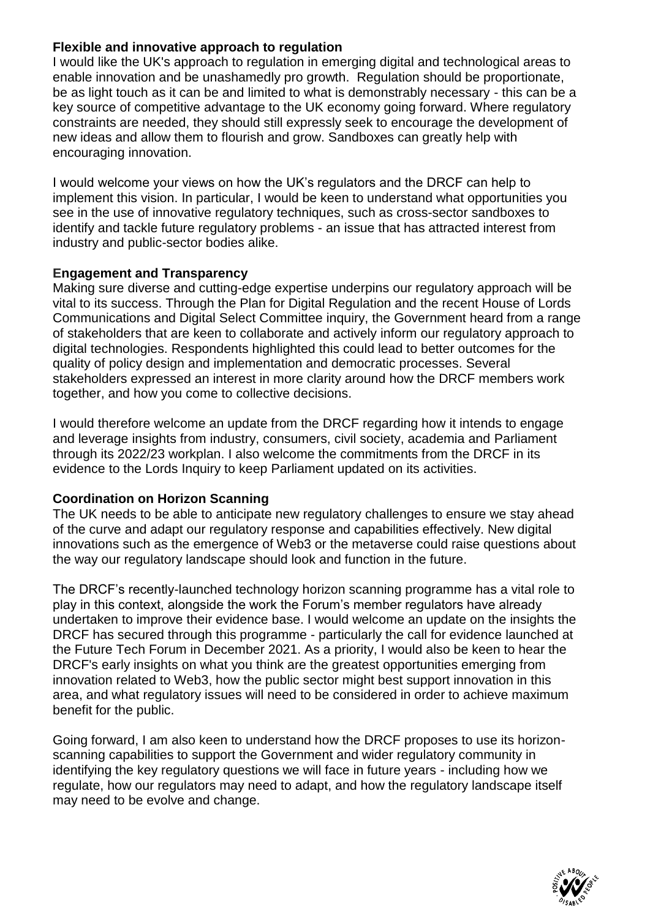**Flexible and innovative approach to regulation**

I would like the UK's approach to regulation in emerging digital and technological areas to enable innovation and be unashamedly pro growth. Regulation should be proportionate, be as light touch as it can be and limited to what is demonstrably necessary - this can be a key source of competitive advantage to the UK economy going forward. Where regulatory constraints are needed, they should still expressly seek to encourage the development of new ideas and allow them to flourish and grow. Sandboxes can greatly help with encouraging innovation.

I would welcome your views on how the UK's regulators and the DRCF can help to implement this vision. In particular, I would be keen to understand what opportunities you see in the use of innovative regulatory techniques, such as cross-sector sandboxes to identify and tackle future regulatory problems - an issue that has attracted interest from industry and public-sector bodies alike.

**Engagement and Transparency**

Making sure diverse and cutting-edge expertise underpins our regulatory approach will be vital to its success. Through the Plan for Digital Regulation and the recent House of Lords Communications and Digital Select Committee inquiry, the Government heard from a range of stakeholders that are keen to collaborate and actively inform our regulatory approach to digital technologies. Respondents highlighted this could lead to better outcomes for the quality of policy design and implementation and democratic processes. Several stakeholders expressed an interest in more clarity around how the DRCF members work together, and how you come to collective decisions.

I would therefore welcome an update from the DRCF regarding how it intends to engage and leverage insights from industry, consumers, civil society, academia and Parliament through its 2022/23 workplan. I also welcome the commitments from the DRCF in its evidence to the Lords Inquiry to keep Parliament updated on its activities.

**Coordination on Horizon Scanning**

The UK needs to be able to anticipate new regulatory challenges to ensure we stay ahead of the curve and adapt our regulatory response and capabilities effectively. New digital innovations such as the emergence of Web3 or the metaverse could raise questions about the way our regulatory landscape should look and function in the future.

The DRCF's recently-launched technology horizon scanning programme has a vital role to play in this context, alongside the work the Forum's member regulators have already undertaken to improve their evidence base. I would welcome an update on the insights the DRCF has secured through this programme - particularly the call for evidence launched at the Future Tech Forum in December 2021. As a priority, I would also be keen to hear the DRCF's early insights on what you think are the greatest opportunities emerging from innovation related to Web3, how the public sector might best support innovation in this area, and what regulatory issues will need to be considered in order to achieve maximum benefit for the public.

Going forward, I am also keen to understand how the DRCF proposes to use its horizon-scanning capabilities to support the Government and wider regulatory community in identifying the key regulatory questions we will face in future years - including how we regulate, how our regulators may need to adapt, and how the regulatory landscape itself may need to be evolve and change.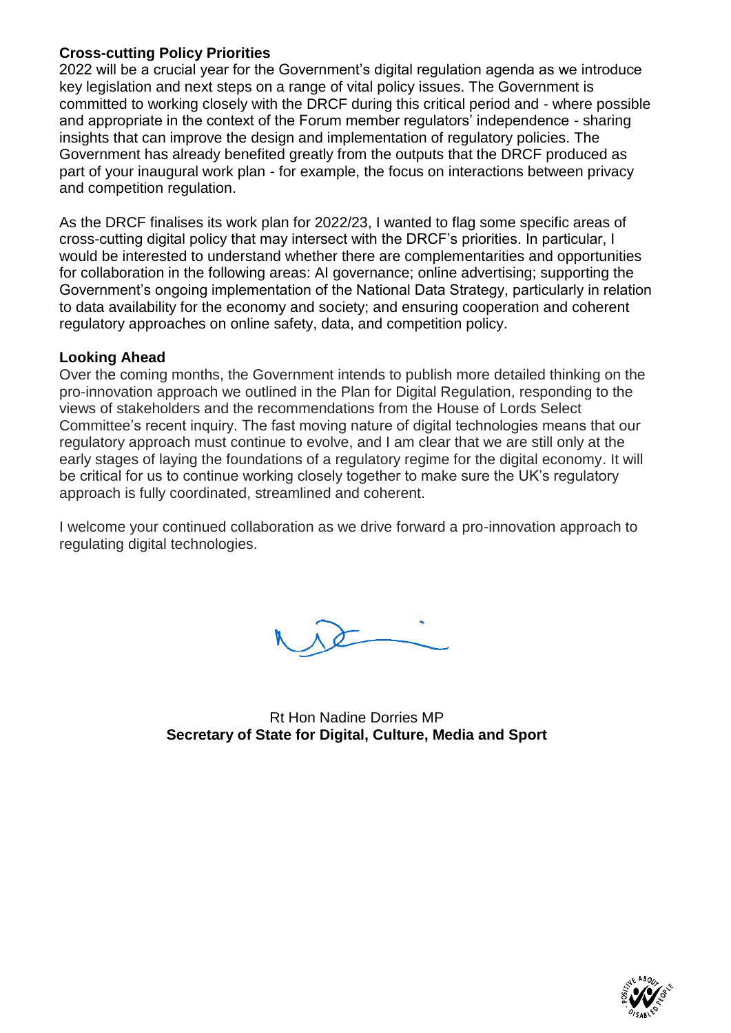**Cross-cutting Policy Priorities**

2022 will be a crucial year for the Government's digital regulation agenda as we introduce key legislation and next steps on a range of vital policy issues. The Government is committed to working closely with the DRCF during this critical period and - where possible and appropriate in the context of the Forum member regulators' independence - sharing insights that can improve the design and implementation of regulatory policies. The Government has already benefited greatly from the outputs that the DRCF produced as part of your inaugural work plan - for example, the focus on interactions between privacy and competition regulation.

As the DRCF finalises its work plan for 2022/23, I wanted to flag some specific areas of cross-cutting digital policy that may intersect with the DRCF's priorities. In particular, I would be interested to understand whether there are complementarities and opportunities for collaboration in the following areas: AI governance; online advertising; supporting the Government's ongoing implementation of the National Data Strategy, particularly in relation to data availability for the economy and society; and ensuring cooperation and coherent regulatory approaches on online safety, data, and competition policy.

**Looking Ahead**

Over the coming months, the Government intends to publish more detailed thinking on the pro-innovation approach we outlined in the Plan for Digital Regulation, responding to the views of stakeholders and the recommendations from the House of Lords Select Committee's recent inquiry. The fast moving nature of digital technologies means that our regulatory approach must continue to evolve, and I am clear that we are still only at the early stages of laying the foundations of a regulatory regime for the digital economy. It will be critical for us to continue working closely together to make sure the UK's regulatory approach is fully coordinated, streamlined and coherent.

I welcome your continued collaboration as we drive forward a pro-innovation approach to regulating digital technologies.

Rt Hon Nadine Dorries MP

**Secretary of State for Digital, Culture, Media and Sport**